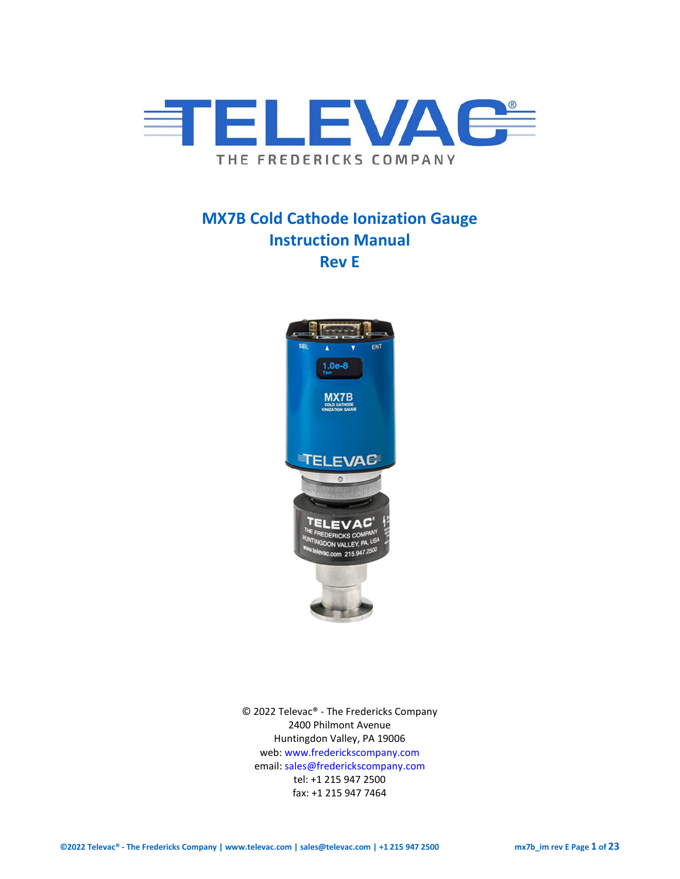# TELEVAC

THE FREDERICKS COMPANY

## MX7B Cold Cathode Ionization Gauge
## Instruction Manual
## Rev E

© 2022 Televac® - The Fredericks Company
2400 Philmont Avenue
Huntingdon Valley, PA 19006
web: www.frederickscompany.com
email: sales@frederickscompany.com
tel: +1 215 947 2500
fax: +1 215 947 7464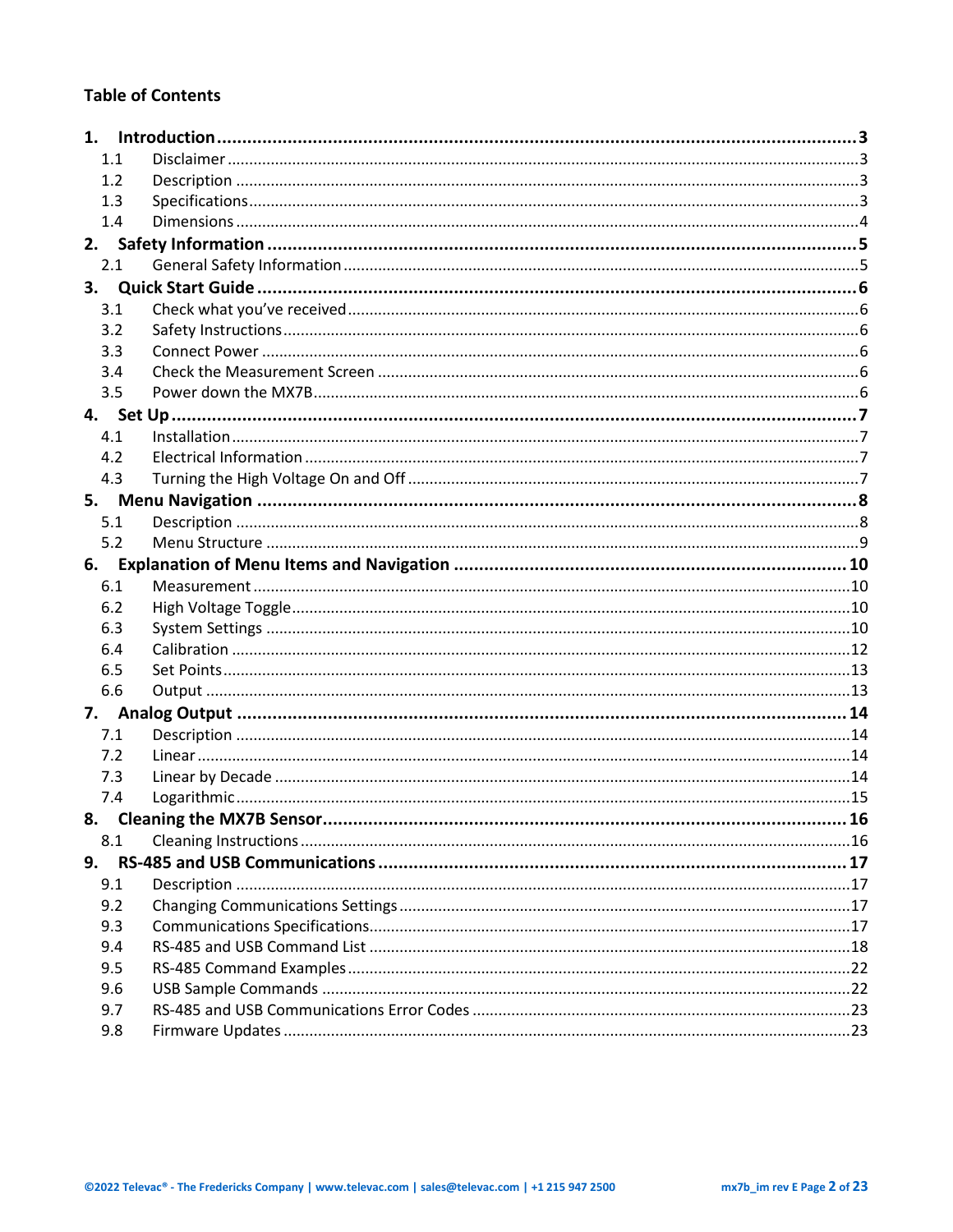**Table of Contents**

**1. Introduction** ... **3**

- 1.1 Disclaimer ... 3
- 1.2 Description ... 3
- 1.3 Specifications ... 3
- 1.4 Dimensions ... 4

**2. Safety Information** ... **5**

- 2.1 General Safety Information ... 5

**3. Quick Start Guide** ... **6**

- 3.1 Check what you've received ... 6
- 3.2 Safety Instructions ... 6
- 3.3 Connect Power ... 6
- 3.4 Check the Measurement Screen ... 6
- 3.5 Power down the MX7B ... 6

**4. Set Up** ... **7**

- 4.1 Installation ... 7
- 4.2 Electrical Information ... 7
- 4.3 Turning the High Voltage On and Off ... 7

**5. Menu Navigation** ... **8**

- 5.1 Description ... 8
- 5.2 Menu Structure ... 9

**6. Explanation of Menu Items and Navigation** ... **10**

- 6.1 Measurement ... 10
- 6.2 High Voltage Toggle ... 10
- 6.3 System Settings ... 10
- 6.4 Calibration ... 12
- 6.5 Set Points ... 13
- 6.6 Output ... 13

**7. Analog Output** ... **14**

- 7.1 Description ... 14
- 7.2 Linear ... 14
- 7.3 Linear by Decade ... 14
- 7.4 Logarithmic ... 15

**8. Cleaning the MX7B Sensor** ... **16**

- 8.1 Cleaning Instructions ... 16

**9. RS-485 and USB Communications** ... **17**

- 9.1 Description ... 17
- 9.2 Changing Communications Settings ... 17
- 9.3 Communications Specifications ... 17
- 9.4 RS-485 and USB Command List ... 18
- 9.5 RS-485 Command Examples ... 22
- 9.6 USB Sample Commands ... 22
- 9.7 RS-485 and USB Communications Error Codes ... 23
- 9.8 Firmware Updates ... 23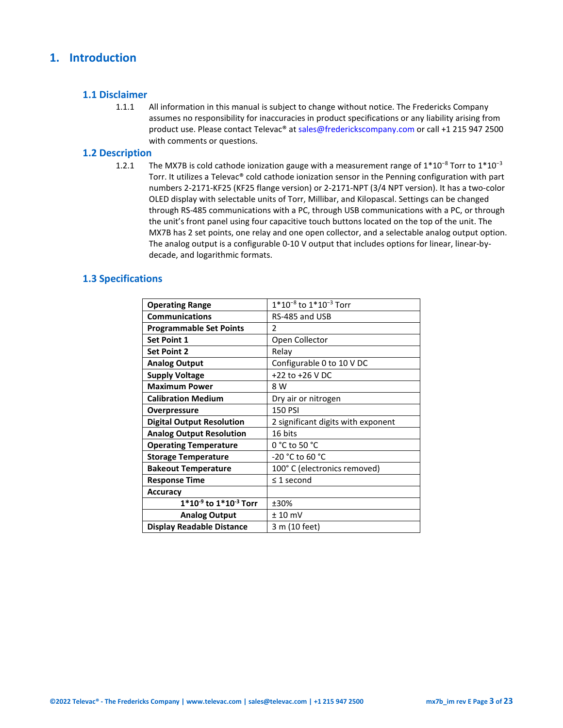# 1. Introduction

## 1.1 Disclaimer

1.1.1 All information in this manual is subject to change without notice. The Fredericks Company assumes no responsibility for inaccuracies in product specifications or any liability arising from product use. Please contact Televac® at sales@frederickscompany.com or call +1 215 947 2500 with comments or questions.

## 1.2 Description

1.2.1 The MX7B is cold cathode ionization gauge with a measurement range of $1*10^{-8}$ Torr to $1*10^{-3}$ Torr. It utilizes a Televac® cold cathode ionization sensor in the Penning configuration with part numbers 2-2171-KF25 (KF25 flange version) or 2-2171-NPT (3/4 NPT version). It has a two-color OLED display with selectable units of Torr, Millibar, and Kilopascal. Settings can be changed through RS-485 communications with a PC, through USB communications with a PC, or through the unit's front panel using four capacitive touch buttons located on the top of the unit. The MX7B has 2 set points, one relay and one open collector, and a selectable analog output option. The analog output is a configurable 0-10 V output that includes options for linear, linear-by-decade, and logarithmic formats.

## 1.3 Specifications

| | |
|---|---|
| **Operating Range** | $1*10^{-8}$ to $1*10^{-3}$ Torr |
| **Communications** | RS-485 and USB |
| **Programmable Set Points** | 2 |
| **Set Point 1** | Open Collector |
| **Set Point 2** | Relay |
| **Analog Output** | Configurable 0 to 10 V DC |
| **Supply Voltage** | +22 to +26 V DC |
| **Maximum Power** | 8 W |
| **Calibration Medium** | Dry air or nitrogen |
| **Overpressure** | 150 PSI |
| **Digital Output Resolution** | 2 significant digits with exponent |
| **Analog Output Resolution** | 16 bits |
| **Operating Temperature** | 0 °C to 50 °C |
| **Storage Temperature** | -20 °C to 60 °C |
| **Bakeout Temperature** | 100° C (electronics removed) |
| **Response Time** | ≤ 1 second |
| **Accuracy** | |
| **$1*10^{-9}$ to $1*10^{-3}$ Torr** | ±30% |
| **Analog Output** | ± 10 mV |
| **Display Readable Distance** | 3 m (10 feet) |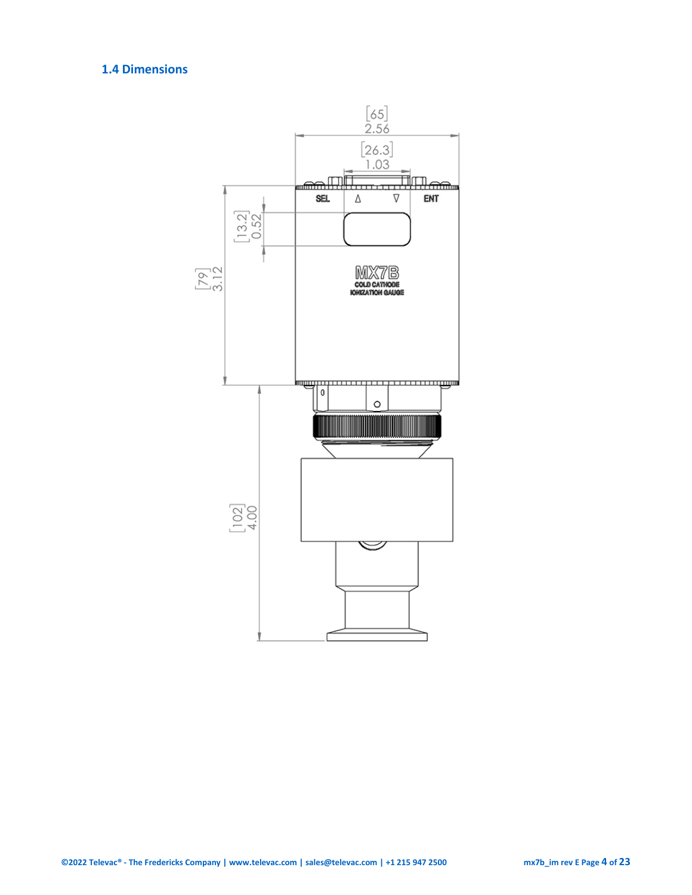## 1.4 Dimensions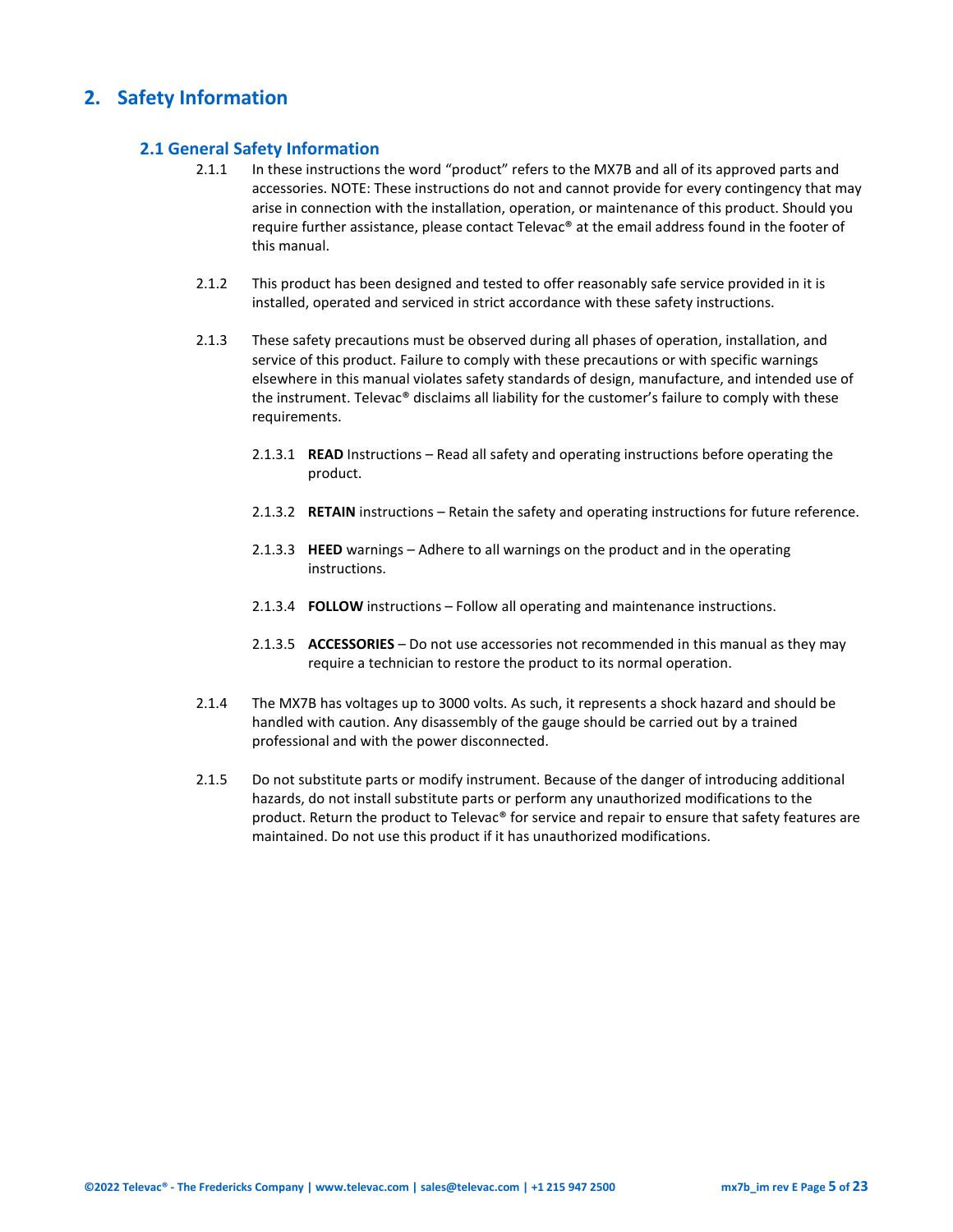# 2. Safety Information

## 2.1 General Safety Information

2.1.1 In these instructions the word "product" refers to the MX7B and all of its approved parts and accessories. NOTE: These instructions do not and cannot provide for every contingency that may arise in connection with the installation, operation, or maintenance of this product. Should you require further assistance, please contact Televac® at the email address found in the footer of this manual.

2.1.2 This product has been designed and tested to offer reasonably safe service provided in it is installed, operated and serviced in strict accordance with these safety instructions.

2.1.3 These safety precautions must be observed during all phases of operation, installation, and service of this product. Failure to comply with these precautions or with specific warnings elsewhere in this manual violates safety standards of design, manufacture, and intended use of the instrument. Televac® disclaims all liability for the customer's failure to comply with these requirements.

2.1.3.1 **READ** Instructions – Read all safety and operating instructions before operating the product.

2.1.3.2 **RETAIN** instructions – Retain the safety and operating instructions for future reference.

2.1.3.3 **HEED** warnings – Adhere to all warnings on the product and in the operating instructions.

2.1.3.4 **FOLLOW** instructions – Follow all operating and maintenance instructions.

2.1.3.5 **ACCESSORIES** – Do not use accessories not recommended in this manual as they may require a technician to restore the product to its normal operation.

2.1.4 The MX7B has voltages up to 3000 volts. As such, it represents a shock hazard and should be handled with caution. Any disassembly of the gauge should be carried out by a trained professional and with the power disconnected.

2.1.5 Do not substitute parts or modify instrument. Because of the danger of introducing additional hazards, do not install substitute parts or perform any unauthorized modifications to the product. Return the product to Televac® for service and repair to ensure that safety features are maintained. Do not use this product if it has unauthorized modifications.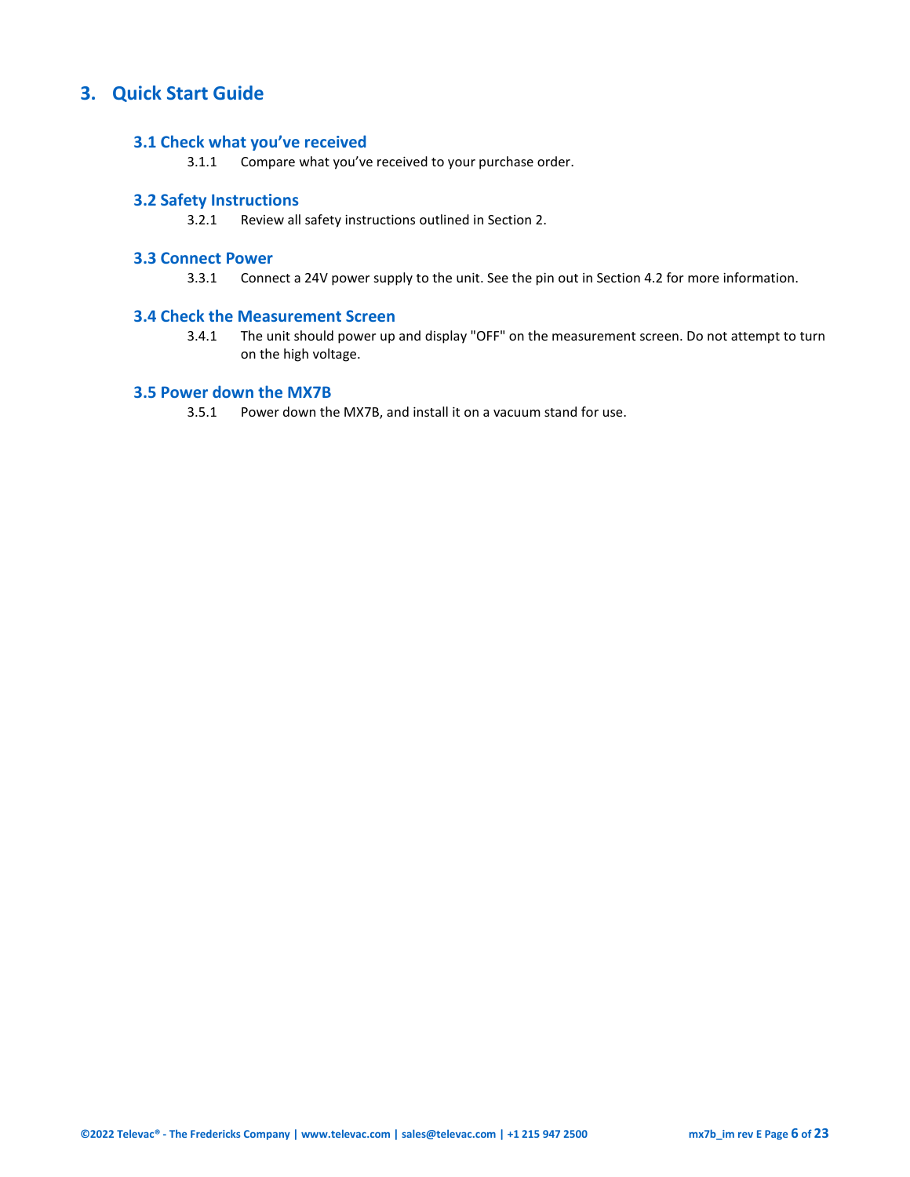# 3. Quick Start Guide

## 3.1 Check what you've received

3.1.1 Compare what you've received to your purchase order.

## 3.2 Safety Instructions

3.2.1 Review all safety instructions outlined in Section 2.

## 3.3 Connect Power

3.3.1 Connect a 24V power supply to the unit. See the pin out in Section 4.2 for more information.

## 3.4 Check the Measurement Screen

3.4.1 The unit should power up and display "OFF" on the measurement screen. Do not attempt to turn on the high voltage.

## 3.5 Power down the MX7B

3.5.1 Power down the MX7B, and install it on a vacuum stand for use.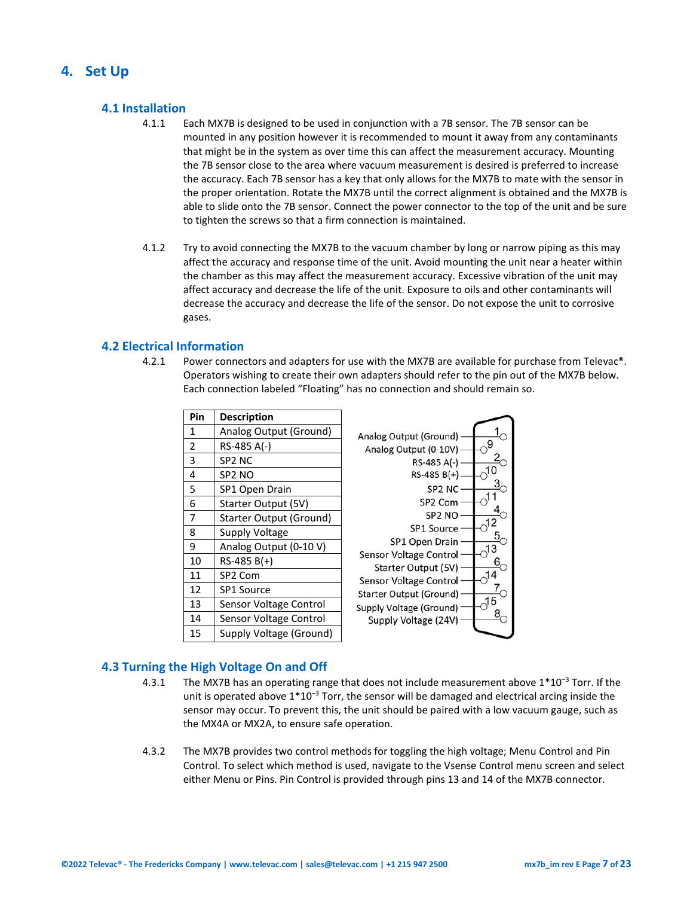# 4. Set Up

## 4.1 Installation

4.1.1 Each MX7B is designed to be used in conjunction with a 7B sensor. The 7B sensor can be mounted in any position however it is recommended to mount it away from any contaminants that might be in the system as over time this can affect the measurement accuracy. Mounting the 7B sensor close to the area where vacuum measurement is desired is preferred to increase the accuracy. Each 7B sensor has a key that only allows for the MX7B to mate with the sensor in the proper orientation. Rotate the MX7B until the correct alignment is obtained and the MX7B is able to slide onto the 7B sensor. Connect the power connector to the top of the unit and be sure to tighten the screws so that a firm connection is maintained.

4.1.2 Try to avoid connecting the MX7B to the vacuum chamber by long or narrow piping as this may affect the accuracy and response time of the unit. Avoid mounting the unit near a heater within the chamber as this may affect the measurement accuracy. Excessive vibration of the unit may affect accuracy and decrease the life of the unit. Exposure to oils and other contaminants will decrease the accuracy and decrease the life of the sensor. Do not expose the unit to corrosive gases.

## 4.2 Electrical Information

4.2.1 Power connectors and adapters for use with the MX7B are available for purchase from Televac®. Operators wishing to create their own adapters should refer to the pin out of the MX7B below. Each connection labeled "Floating" has no connection and should remain so.

| Pin | Description |
|---|---|
| 1 | Analog Output (Ground) |
| 2 | RS-485 A(-) |
| 3 | SP2 NC |
| 4 | SP2 NO |
| 5 | SP1 Open Drain |
| 6 | Starter Output (5V) |
| 7 | Starter Output (Ground) |
| 8 | Supply Voltage |
| 9 | Analog Output (0-10 V) |
| 10 | RS-485 B(+) |
| 11 | SP2 Com |
| 12 | SP1 Source |
| 13 | Sensor Voltage Control |
| 14 | Sensor Voltage Control |
| 15 | Supply Voltage (Ground) |

Analog Output (Ground) — 1
Analog Output (0-10V) — 9
RS-485 A(-) — 2
RS-485 B(+) — 10
SP2 NC — 3
SP2 Com — 11
SP2 NO — 4
SP1 Source — 12
SP1 Open Drain — 5
Sensor Voltage Control — 13
Starter Output (5V) — 6
Sensor Voltage Control — 14
Starter Output (Ground) — 7
Supply Voltage (Ground) — 15
Supply Voltage (24V) — 8

## 4.3 Turning the High Voltage On and Off

4.3.1 The MX7B has an operating range that does not include measurement above $1*10^{-3}$ Torr. If the unit is operated above $1*10^{-3}$ Torr, the sensor will be damaged and electrical arcing inside the sensor may occur. To prevent this, the unit should be paired with a low vacuum gauge, such as the MX4A or MX2A, to ensure safe operation.

4.3.2 The MX7B provides two control methods for toggling the high voltage; Menu Control and Pin Control. To select which method is used, navigate to the Vsense Control menu screen and select either Menu or Pins. Pin Control is provided through pins 13 and 14 of the MX7B connector.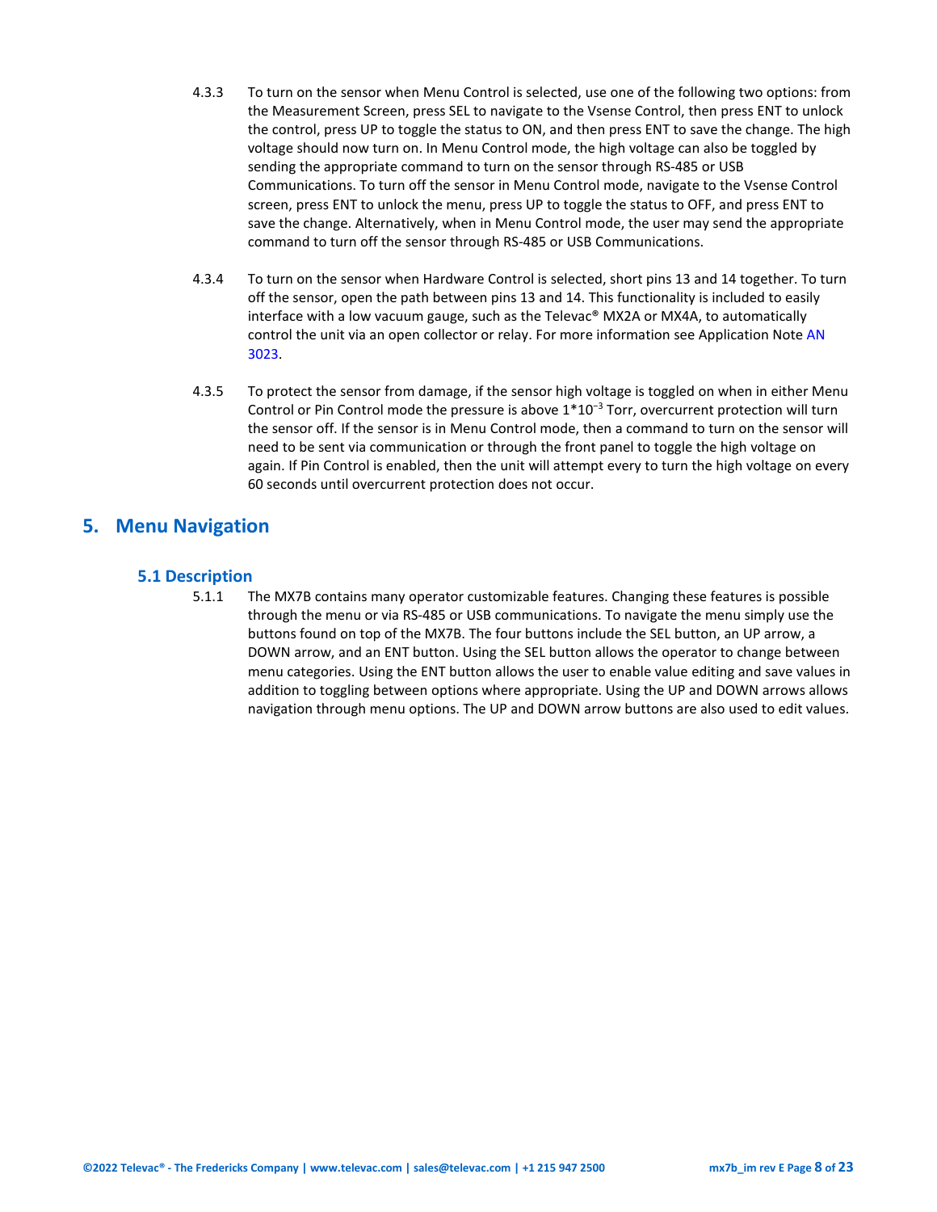4.3.3 To turn on the sensor when Menu Control is selected, use one of the following two options: from the Measurement Screen, press SEL to navigate to the Vsense Control, then press ENT to unlock the control, press UP to toggle the status to ON, and then press ENT to save the change. The high voltage should now turn on. In Menu Control mode, the high voltage can also be toggled by sending the appropriate command to turn on the sensor through RS-485 or USB Communications. To turn off the sensor in Menu Control mode, navigate to the Vsense Control screen, press ENT to unlock the menu, press UP to toggle the status to OFF, and press ENT to save the change. Alternatively, when in Menu Control mode, the user may send the appropriate command to turn off the sensor through RS-485 or USB Communications.

4.3.4 To turn on the sensor when Hardware Control is selected, short pins 13 and 14 together. To turn off the sensor, open the path between pins 13 and 14. This functionality is included to easily interface with a low vacuum gauge, such as the Televac® MX2A or MX4A, to automatically control the unit via an open collector or relay. For more information see Application Note AN 3023.

4.3.5 To protect the sensor from damage, if the sensor high voltage is toggled on when in either Menu Control or Pin Control mode the pressure is above $1*10^{-3}$ Torr, overcurrent protection will turn the sensor off. If the sensor is in Menu Control mode, then a command to turn on the sensor will need to be sent via communication or through the front panel to toggle the high voltage on again. If Pin Control is enabled, then the unit will attempt every to turn the high voltage on every 60 seconds until overcurrent protection does not occur.

# 5. Menu Navigation

## 5.1 Description

5.1.1 The MX7B contains many operator customizable features. Changing these features is possible through the menu or via RS-485 or USB communications. To navigate the menu simply use the buttons found on top of the MX7B. The four buttons include the SEL button, an UP arrow, a DOWN arrow, and an ENT button. Using the SEL button allows the operator to change between menu categories. Using the ENT button allows the user to enable value editing and save values in addition to toggling between options where appropriate. Using the UP and DOWN arrows allows navigation through menu options. The UP and DOWN arrow buttons are also used to edit values.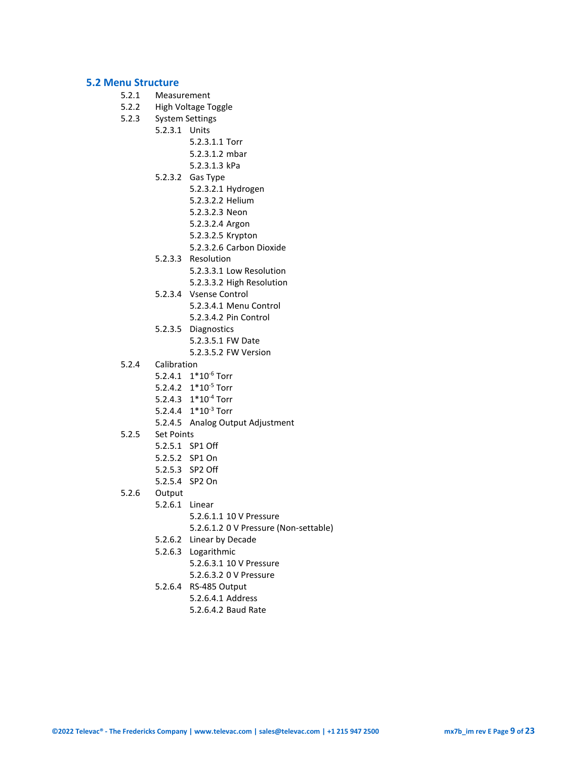## 5.2 Menu Structure

- 5.2.1 Measurement
- 5.2.2 High Voltage Toggle
- 5.2.3 System Settings
  - 5.2.3.1 Units
    - 5.2.3.1.1 Torr
    - 5.2.3.1.2 mbar
    - 5.2.3.1.3 kPa
  - 5.2.3.2 Gas Type
    - 5.2.3.2.1 Hydrogen
    - 5.2.3.2.2 Helium
    - 5.2.3.2.3 Neon
    - 5.2.3.2.4 Argon
    - 5.2.3.2.5 Krypton
    - 5.2.3.2.6 Carbon Dioxide
  - 5.2.3.3 Resolution
    - 5.2.3.3.1 Low Resolution
    - 5.2.3.3.2 High Resolution
  - 5.2.3.4 Vsense Control
    - 5.2.3.4.1 Menu Control
    - 5.2.3.4.2 Pin Control
  - 5.2.3.5 Diagnostics
    - 5.2.3.5.1 FW Date
    - 5.2.3.5.2 FW Version
- 5.2.4 Calibration
  - 5.2.4.1 $1*10^{-6}$ Torr
  - 5.2.4.2 $1*10^{-5}$ Torr
  - 5.2.4.3 $1*10^{-4}$ Torr
  - 5.2.4.4 $1*10^{-3}$ Torr
  - 5.2.4.5 Analog Output Adjustment
- 5.2.5 Set Points
  - 5.2.5.1 SP1 Off
  - 5.2.5.2 SP1 On
  - 5.2.5.3 SP2 Off
  - 5.2.5.4 SP2 On
- 5.2.6 Output
  - 5.2.6.1 Linear
    - 5.2.6.1.1 10 V Pressure
    - 5.2.6.1.2 0 V Pressure (Non-settable)
  - 5.2.6.2 Linear by Decade
  - 5.2.6.3 Logarithmic
    - 5.2.6.3.1 10 V Pressure
    - 5.2.6.3.2 0 V Pressure
  - 5.2.6.4 RS-485 Output
    - 5.2.6.4.1 Address
    - 5.2.6.4.2 Baud Rate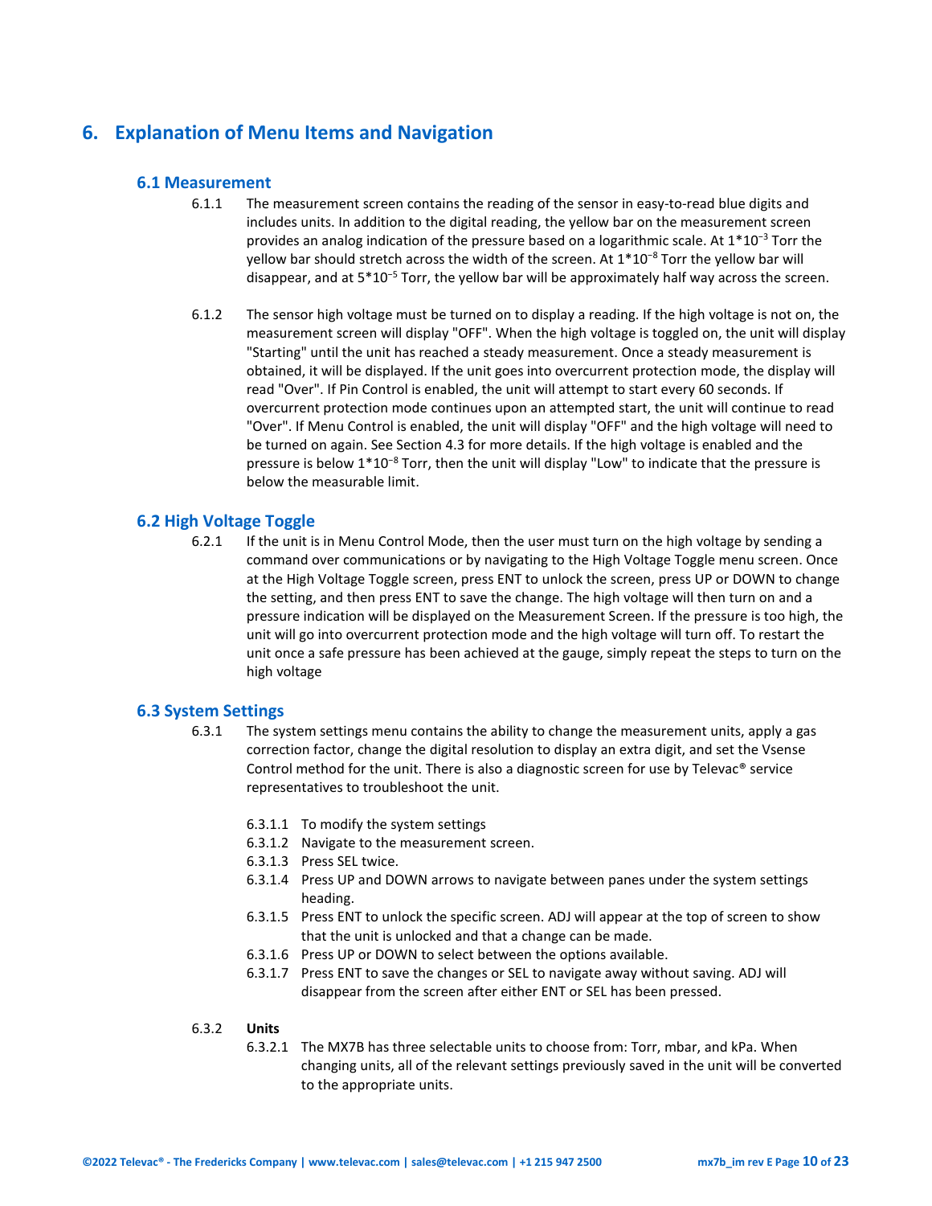# 6. Explanation of Menu Items and Navigation

## 6.1 Measurement

6.1.1 The measurement screen contains the reading of the sensor in easy-to-read blue digits and includes units. In addition to the digital reading, the yellow bar on the measurement screen provides an analog indication of the pressure based on a logarithmic scale. At $1*10^{-3}$ Torr the yellow bar should stretch across the width of the screen. At $1*10^{-8}$ Torr the yellow bar will disappear, and at $5*10^{-5}$ Torr, the yellow bar will be approximately half way across the screen.

6.1.2 The sensor high voltage must be turned on to display a reading. If the high voltage is not on, the measurement screen will display "OFF". When the high voltage is toggled on, the unit will display "Starting" until the unit has reached a steady measurement. Once a steady measurement is obtained, it will be displayed. If the unit goes into overcurrent protection mode, the display will read "Over". If Pin Control is enabled, the unit will attempt to start every 60 seconds. If overcurrent protection mode continues upon an attempted start, the unit will continue to read "Over". If Menu Control is enabled, the unit will display "OFF" and the high voltage will need to be turned on again. See Section 4.3 for more details. If the high voltage is enabled and the pressure is below $1*10^{-8}$ Torr, then the unit will display "Low" to indicate that the pressure is below the measurable limit.

## 6.2 High Voltage Toggle

6.2.1 If the unit is in Menu Control Mode, then the user must turn on the high voltage by sending a command over communications or by navigating to the High Voltage Toggle menu screen. Once at the High Voltage Toggle screen, press ENT to unlock the screen, press UP or DOWN to change the setting, and then press ENT to save the change. The high voltage will then turn on and a pressure indication will be displayed on the Measurement Screen. If the pressure is too high, the unit will go into overcurrent protection mode and the high voltage will turn off. To restart the unit once a safe pressure has been achieved at the gauge, simply repeat the steps to turn on the high voltage

## 6.3 System Settings

6.3.1 The system settings menu contains the ability to change the measurement units, apply a gas correction factor, change the digital resolution to display an extra digit, and set the Vsense Control method for the unit. There is also a diagnostic screen for use by Televac® service representatives to troubleshoot the unit.

6.3.1.1 To modify the system settings

6.3.1.2 Navigate to the measurement screen.

6.3.1.3 Press SEL twice.

6.3.1.4 Press UP and DOWN arrows to navigate between panes under the system settings heading.

6.3.1.5 Press ENT to unlock the specific screen. ADJ will appear at the top of screen to show that the unit is unlocked and that a change can be made.

6.3.1.6 Press UP or DOWN to select between the options available.

6.3.1.7 Press ENT to save the changes or SEL to navigate away without saving. ADJ will disappear from the screen after either ENT or SEL has been pressed.

6.3.2 **Units**

6.3.2.1 The MX7B has three selectable units to choose from: Torr, mbar, and kPa. When changing units, all of the relevant settings previously saved in the unit will be converted to the appropriate units.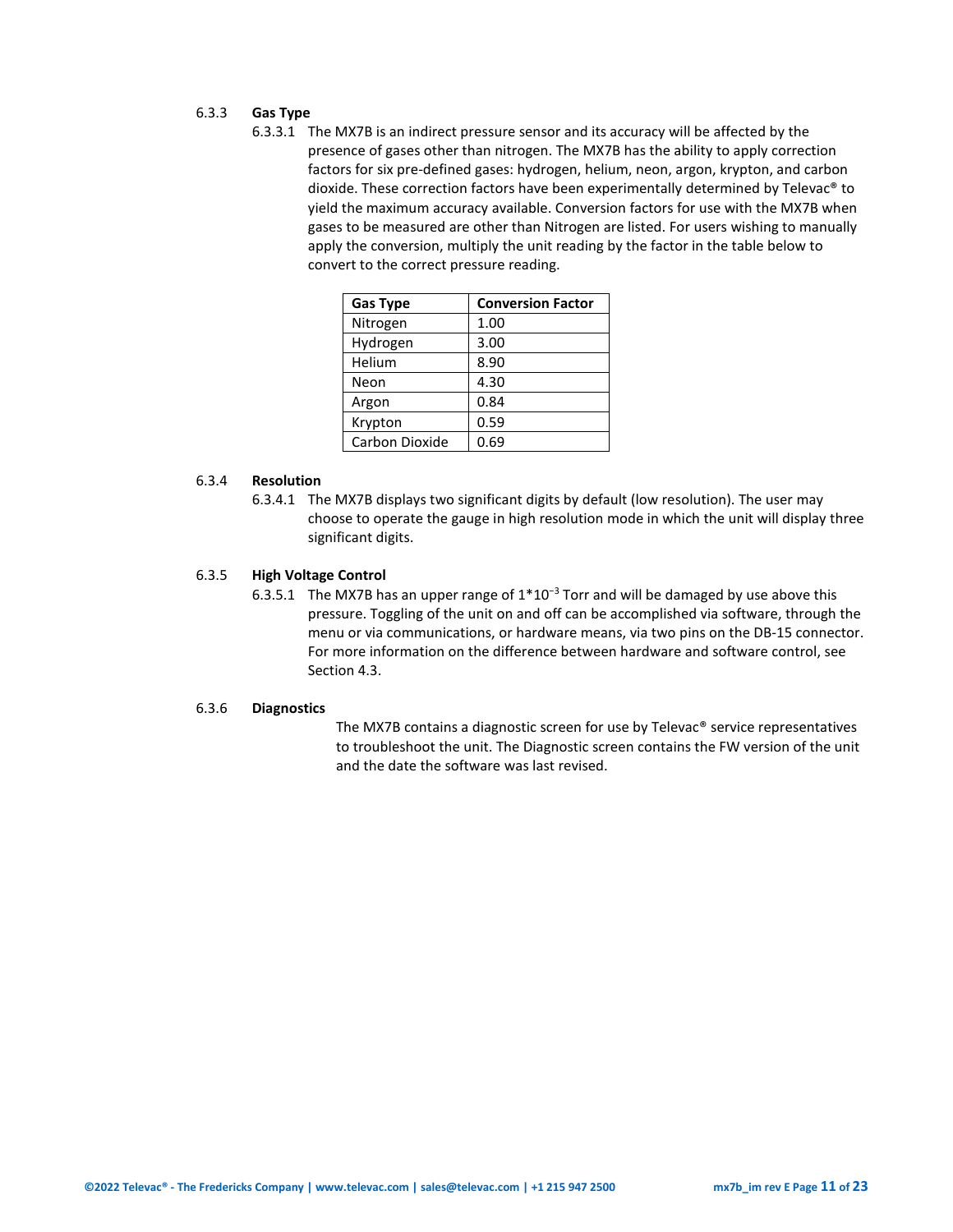### 6.3.3 Gas Type

6.3.3.1 The MX7B is an indirect pressure sensor and its accuracy will be affected by the presence of gases other than nitrogen. The MX7B has the ability to apply correction factors for six pre-defined gases: hydrogen, helium, neon, argon, krypton, and carbon dioxide. These correction factors have been experimentally determined by Televac® to yield the maximum accuracy available. Conversion factors for use with the MX7B when gases to be measured are other than Nitrogen are listed. For users wishing to manually apply the conversion, multiply the unit reading by the factor in the table below to convert to the correct pressure reading.

| Gas Type | Conversion Factor |
|---|---|
| Nitrogen | 1.00 |
| Hydrogen | 3.00 |
| Helium | 8.90 |
| Neon | 4.30 |
| Argon | 0.84 |
| Krypton | 0.59 |
| Carbon Dioxide | 0.69 |

### 6.3.4 Resolution

6.3.4.1 The MX7B displays two significant digits by default (low resolution). The user may choose to operate the gauge in high resolution mode in which the unit will display three significant digits.

### 6.3.5 High Voltage Control

6.3.5.1 The MX7B has an upper range of $1*10^{-3}$ Torr and will be damaged by use above this pressure. Toggling of the unit on and off can be accomplished via software, through the menu or via communications, or hardware means, via two pins on the DB-15 connector. For more information on the difference between hardware and software control, see Section 4.3.

### 6.3.6 Diagnostics

The MX7B contains a diagnostic screen for use by Televac® service representatives to troubleshoot the unit. The Diagnostic screen contains the FW version of the unit and the date the software was last revised.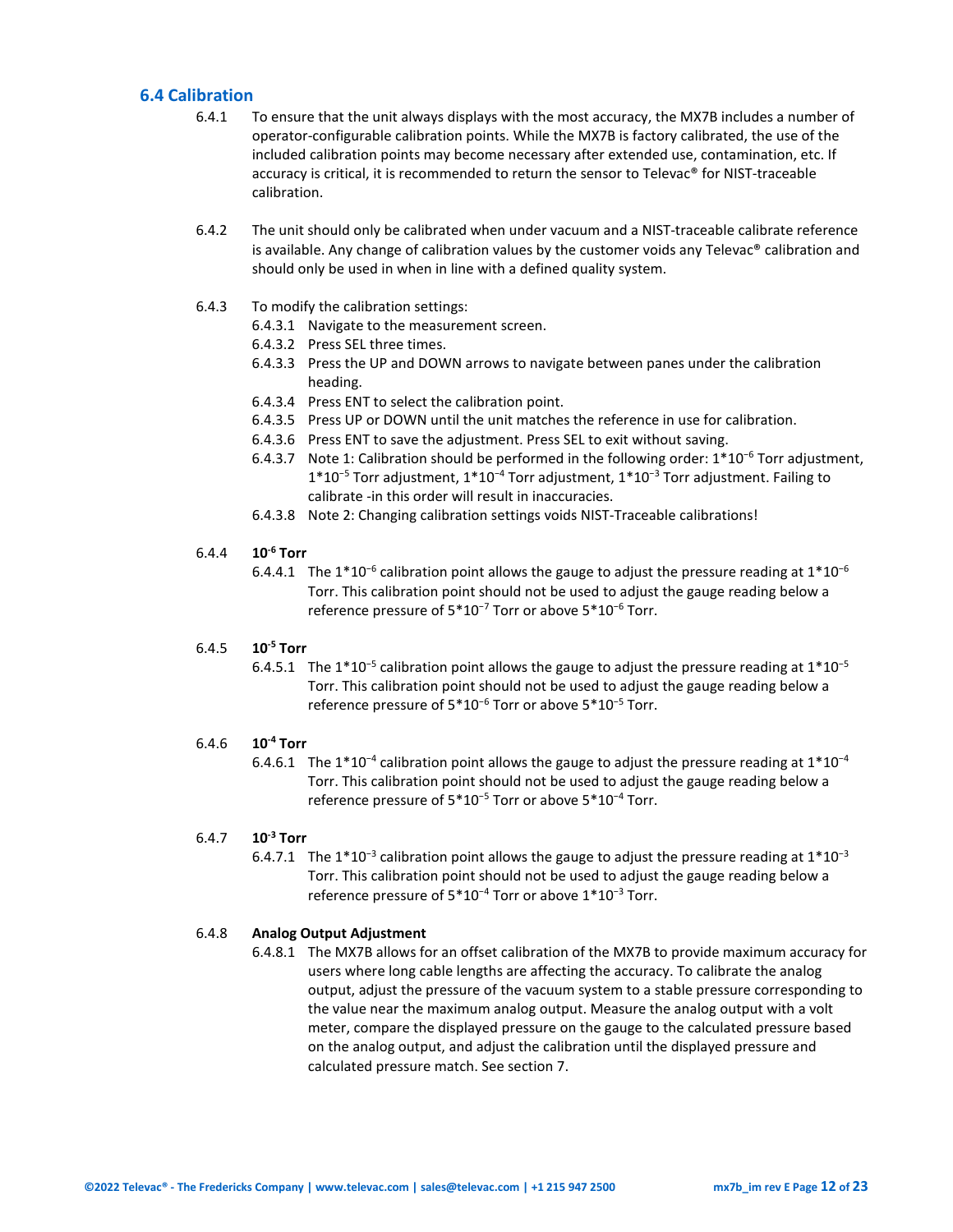## 6.4 Calibration

6.4.1 To ensure that the unit always displays with the most accuracy, the MX7B includes a number of operator-configurable calibration points. While the MX7B is factory calibrated, the use of the included calibration points may become necessary after extended use, contamination, etc. If accuracy is critical, it is recommended to return the sensor to Televac® for NIST-traceable calibration.

6.4.2 The unit should only be calibrated when under vacuum and a NIST-traceable calibrate reference is available. Any change of calibration values by the customer voids any Televac® calibration and should only be used in when in line with a defined quality system.

6.4.3 To modify the calibration settings:

- 6.4.3.1 Navigate to the measurement screen.
- 6.4.3.2 Press SEL three times.
- 6.4.3.3 Press the UP and DOWN arrows to navigate between panes under the calibration heading.
- 6.4.3.4 Press ENT to select the calibration point.
- 6.4.3.5 Press UP or DOWN until the unit matches the reference in use for calibration.
- 6.4.3.6 Press ENT to save the adjustment. Press SEL to exit without saving.
- 6.4.3.7 Note 1: Calibration should be performed in the following order: $1*10^{-6}$ Torr adjustment, $1*10^{-5}$ Torr adjustment, $1*10^{-4}$ Torr adjustment, $1*10^{-3}$ Torr adjustment. Failing to calibrate -in this order will result in inaccuracies.
- 6.4.3.8 Note 2: Changing calibration settings voids NIST-Traceable calibrations!

6.4.4 **$10^{-6}$ Torr**

- 6.4.4.1 The $1*10^{-6}$ calibration point allows the gauge to adjust the pressure reading at $1*10^{-6}$ Torr. This calibration point should not be used to adjust the gauge reading below a reference pressure of $5*10^{-7}$ Torr or above $5*10^{-6}$ Torr.

6.4.5 **$10^{-5}$ Torr**

- 6.4.5.1 The $1*10^{-5}$ calibration point allows the gauge to adjust the pressure reading at $1*10^{-5}$ Torr. This calibration point should not be used to adjust the gauge reading below a reference pressure of $5*10^{-6}$ Torr or above $5*10^{-5}$ Torr.

6.4.6 **$10^{-4}$ Torr**

- 6.4.6.1 The $1*10^{-4}$ calibration point allows the gauge to adjust the pressure reading at $1*10^{-4}$ Torr. This calibration point should not be used to adjust the gauge reading below a reference pressure of $5*10^{-5}$ Torr or above $5*10^{-4}$ Torr.

6.4.7 **$10^{-3}$ Torr**

- 6.4.7.1 The $1*10^{-3}$ calibration point allows the gauge to adjust the pressure reading at $1*10^{-3}$ Torr. This calibration point should not be used to adjust the gauge reading below a reference pressure of $5*10^{-4}$ Torr or above $1*10^{-3}$ Torr.

6.4.8 **Analog Output Adjustment**

- 6.4.8.1 The MX7B allows for an offset calibration of the MX7B to provide maximum accuracy for users where long cable lengths are affecting the accuracy. To calibrate the analog output, adjust the pressure of the vacuum system to a stable pressure corresponding to the value near the maximum analog output. Measure the analog output with a volt meter, compare the displayed pressure on the gauge to the calculated pressure based on the analog output, and adjust the calibration until the displayed pressure and calculated pressure match. See section 7.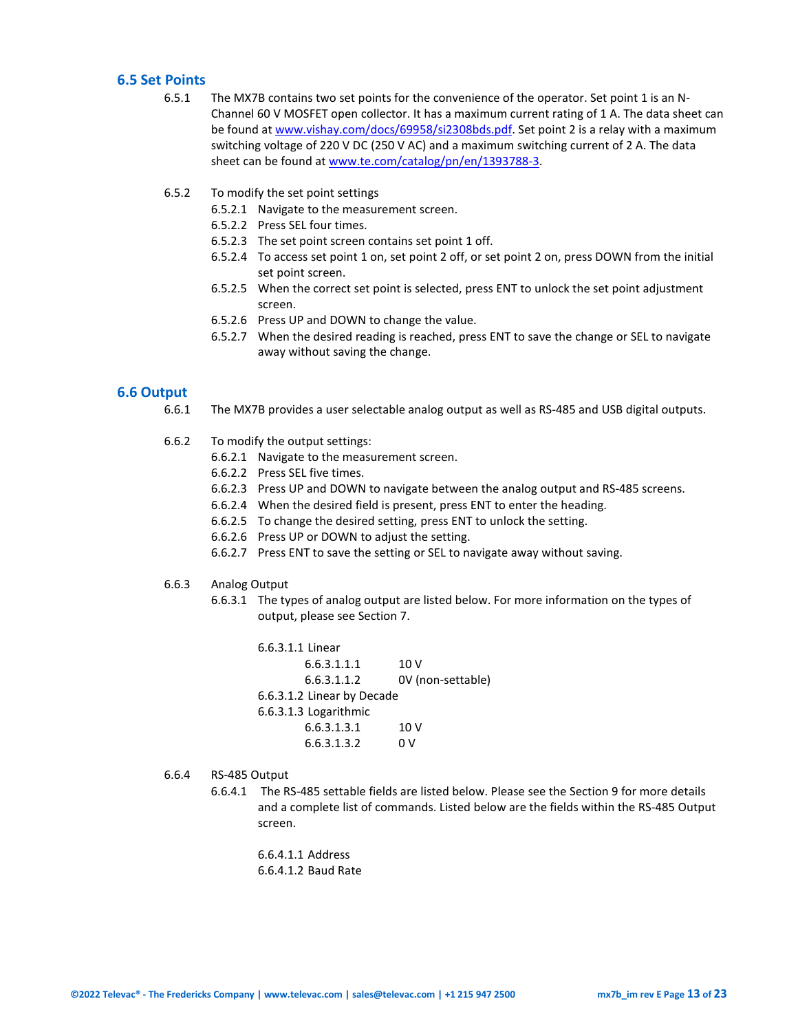## 6.5 Set Points

6.5.1 The MX7B contains two set points for the convenience of the operator. Set point 1 is an N-Channel 60 V MOSFET open collector. It has a maximum current rating of 1 A. The data sheet can be found at www.vishay.com/docs/69958/si2308bds.pdf. Set point 2 is a relay with a maximum switching voltage of 220 V DC (250 V AC) and a maximum switching current of 2 A. The data sheet can be found at www.te.com/catalog/pn/en/1393788-3.

6.5.2 To modify the set point settings

- 6.5.2.1 Navigate to the measurement screen.
- 6.5.2.2 Press SEL four times.
- 6.5.2.3 The set point screen contains set point 1 off.
- 6.5.2.4 To access set point 1 on, set point 2 off, or set point 2 on, press DOWN from the initial set point screen.
- 6.5.2.5 When the correct set point is selected, press ENT to unlock the set point adjustment screen.
- 6.5.2.6 Press UP and DOWN to change the value.
- 6.5.2.7 When the desired reading is reached, press ENT to save the change or SEL to navigate away without saving the change.

## 6.6 Output

6.6.1 The MX7B provides a user selectable analog output as well as RS-485 and USB digital outputs.

6.6.2 To modify the output settings:

- 6.6.2.1 Navigate to the measurement screen.
- 6.6.2.2 Press SEL five times.
- 6.6.2.3 Press UP and DOWN to navigate between the analog output and RS-485 screens.
- 6.6.2.4 When the desired field is present, press ENT to enter the heading.
- 6.6.2.5 To change the desired setting, press ENT to unlock the setting.
- 6.6.2.6 Press UP or DOWN to adjust the setting.
- 6.6.2.7 Press ENT to save the setting or SEL to navigate away without saving.

6.6.3 Analog Output

- 6.6.3.1 The types of analog output are listed below. For more information on the types of output, please see Section 7.
  - 6.6.3.1.1 Linear
    - 6.6.3.1.1.1 10 V
    - 6.6.3.1.1.2 0V (non-settable)
  - 6.6.3.1.2 Linear by Decade
  - 6.6.3.1.3 Logarithmic
    - 6.6.3.1.3.1 10 V
    - 6.6.3.1.3.2 0 V

6.6.4 RS-485 Output

- 6.6.4.1 The RS-485 settable fields are listed below. Please see the Section 9 for more details and a complete list of commands. Listed below are the fields within the RS-485 Output screen.
  - 6.6.4.1.1 Address
  - 6.6.4.1.2 Baud Rate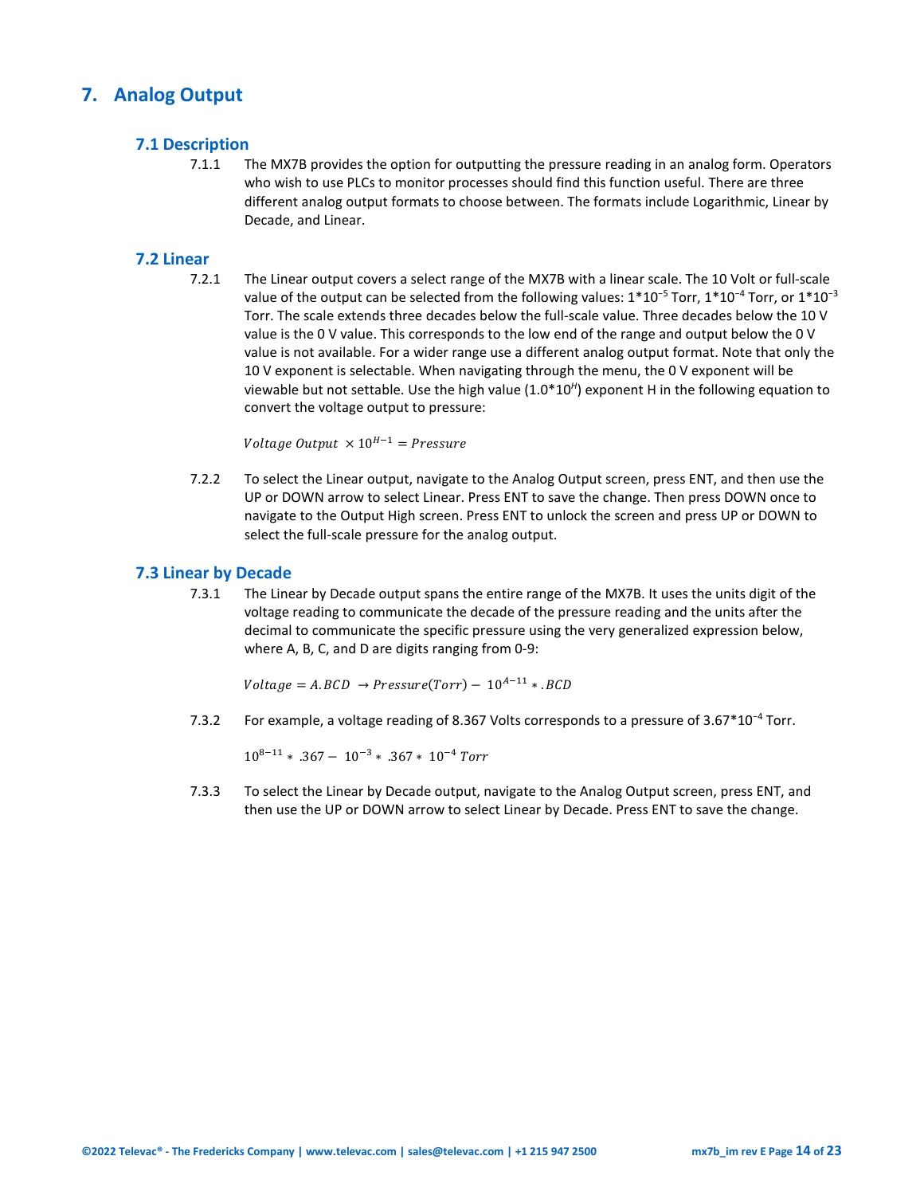# 7. Analog Output

## 7.1 Description

7.1.1 The MX7B provides the option for outputting the pressure reading in an analog form. Operators who wish to use PLCs to monitor processes should find this function useful. There are three different analog output formats to choose between. The formats include Logarithmic, Linear by Decade, and Linear.

## 7.2 Linear

7.2.1 The Linear output covers a select range of the MX7B with a linear scale. The 10 Volt or full-scale value of the output can be selected from the following values: $1*10^{-5}$ Torr, $1*10^{-4}$ Torr, or $1*10^{-3}$ Torr. The scale extends three decades below the full-scale value. Three decades below the 10 V value is the 0 V value. This corresponds to the low end of the range and output below the 0 V value is not available. For a wider range use a different analog output format. Note that only the 10 V exponent is selectable. When navigating through the menu, the 0 V exponent will be viewable but not settable. Use the high value ($1.0*10^{H}$) exponent H in the following equation to convert the voltage output to pressure:

$$Voltage\ Output\ \times 10^{H-1} = Pressure$$

7.2.2 To select the Linear output, navigate to the Analog Output screen, press ENT, and then use the UP or DOWN arrow to select Linear. Press ENT to save the change. Then press DOWN once to navigate to the Output High screen. Press ENT to unlock the screen and press UP or DOWN to select the full-scale pressure for the analog output.

## 7.3 Linear by Decade

7.3.1 The Linear by Decade output spans the entire range of the MX7B. It uses the units digit of the voltage reading to communicate the decade of the pressure reading and the units after the decimal to communicate the specific pressure using the very generalized expression below, where A, B, C, and D are digits ranging from 0-9:

$$Voltage = A.BCD\ \rightarrow Pressure(Torr) -\ 10^{A-11} * .BCD$$

7.3.2 For example, a voltage reading of 8.367 Volts corresponds to a pressure of $3.67*10^{-4}$ Torr.

$$10^{8-11} * .367 -\ 10^{-3} * .367 *\ 10^{-4}\ Torr$$

7.3.3 To select the Linear by Decade output, navigate to the Analog Output screen, press ENT, and then use the UP or DOWN arrow to select Linear by Decade. Press ENT to save the change.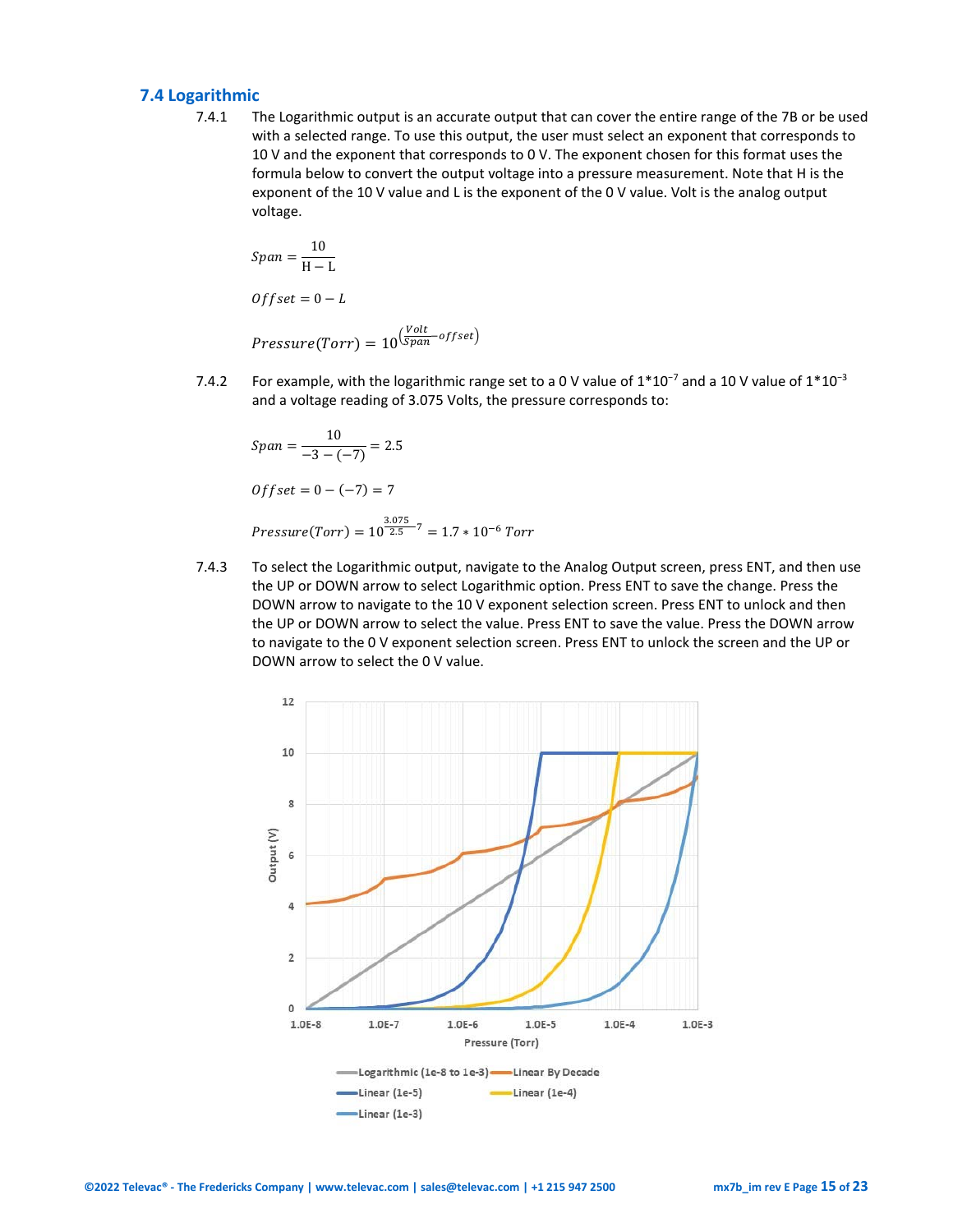## 7.4 Logarithmic

7.4.1 The Logarithmic output is an accurate output that can cover the entire range of the 7B or be used with a selected range. To use this output, the user must select an exponent that corresponds to 10 V and the exponent that corresponds to 0 V. The exponent chosen for this format uses the formula below to convert the output voltage into a pressure measurement. Note that H is the exponent of the 10 V value and L is the exponent of the 0 V value. Volt is the analog output voltage.

$$Span = \frac{10}{\mathrm{H} - \mathrm{L}}$$

$$Offset = 0 - L$$

$$Pressure(Torr) = 10^{\left(\frac{Volt}{Span} - offset\right)}$$

7.4.2 For example, with the logarithmic range set to a 0 V value of $1*10^{-7}$ and a 10 V value of $1*10^{-3}$ and a voltage reading of 3.075 Volts, the pressure corresponds to:

$$Span = \frac{10}{-3 - (-7)} = 2.5$$

$$Offset = 0 - (-7) = 7$$

$$Pressure(Torr) = 10^{\frac{3.075}{2.5} - 7} = 1.7 * 10^{-6}\ Torr$$

7.4.3 To select the Logarithmic output, navigate to the Analog Output screen, press ENT, and then use the UP or DOWN arrow to select Logarithmic option. Press ENT to save the change. Press the DOWN arrow to navigate to the 10 V exponent selection screen. Press ENT to unlock and then the UP or DOWN arrow to select the value. Press ENT to save the value. Press the DOWN arrow to navigate to the 0 V exponent selection screen. Press ENT to unlock the screen and the UP or DOWN arrow to select the 0 V value.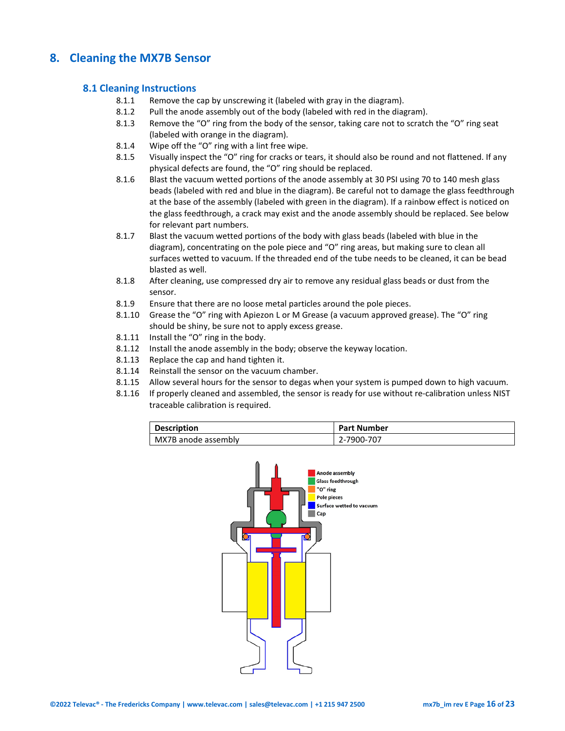# 8. Cleaning the MX7B Sensor

## 8.1 Cleaning Instructions

8.1.1 Remove the cap by unscrewing it (labeled with gray in the diagram).

8.1.2 Pull the anode assembly out of the body (labeled with red in the diagram).

8.1.3 Remove the “O” ring from the body of the sensor, taking care not to scratch the “O” ring seat (labeled with orange in the diagram).

8.1.4 Wipe off the “O” ring with a lint free wipe.

8.1.5 Visually inspect the “O” ring for cracks or tears, it should also be round and not flattened. If any physical defects are found, the “O” ring should be replaced.

8.1.6 Blast the vacuum wetted portions of the anode assembly at 30 PSI using 70 to 140 mesh glass beads (labeled with red and blue in the diagram). Be careful not to damage the glass feedthrough at the base of the assembly (labeled with green in the diagram). If a rainbow effect is noticed on the glass feedthrough, a crack may exist and the anode assembly should be replaced. See below for relevant part numbers.

8.1.7 Blast the vacuum wetted portions of the body with glass beads (labeled with blue in the diagram), concentrating on the pole piece and “O” ring areas, but making sure to clean all surfaces wetted to vacuum. If the threaded end of the tube needs to be cleaned, it can be bead blasted as well.

8.1.8 After cleaning, use compressed dry air to remove any residual glass beads or dust from the sensor.

8.1.9 Ensure that there are no loose metal particles around the pole pieces.

8.1.10 Grease the “O” ring with Apiezon L or M Grease (a vacuum approved grease). The “O” ring should be shiny, be sure not to apply excess grease.

8.1.11 Install the “O” ring in the body.

8.1.12 Install the anode assembly in the body; observe the keyway location.

8.1.13 Replace the cap and hand tighten it.

8.1.14 Reinstall the sensor on the vacuum chamber.

8.1.15 Allow several hours for the sensor to degas when your system is pumped down to high vacuum.

8.1.16 If properly cleaned and assembled, the sensor is ready for use without re-calibration unless NIST traceable calibration is required.

| Description | Part Number |
|---|---|
| MX7B anode assembly | 2-7900-707 |

Anode assembly
Glass feedthrough
"O" ring
Pole pieces
Surface wetted to vacuum
Cap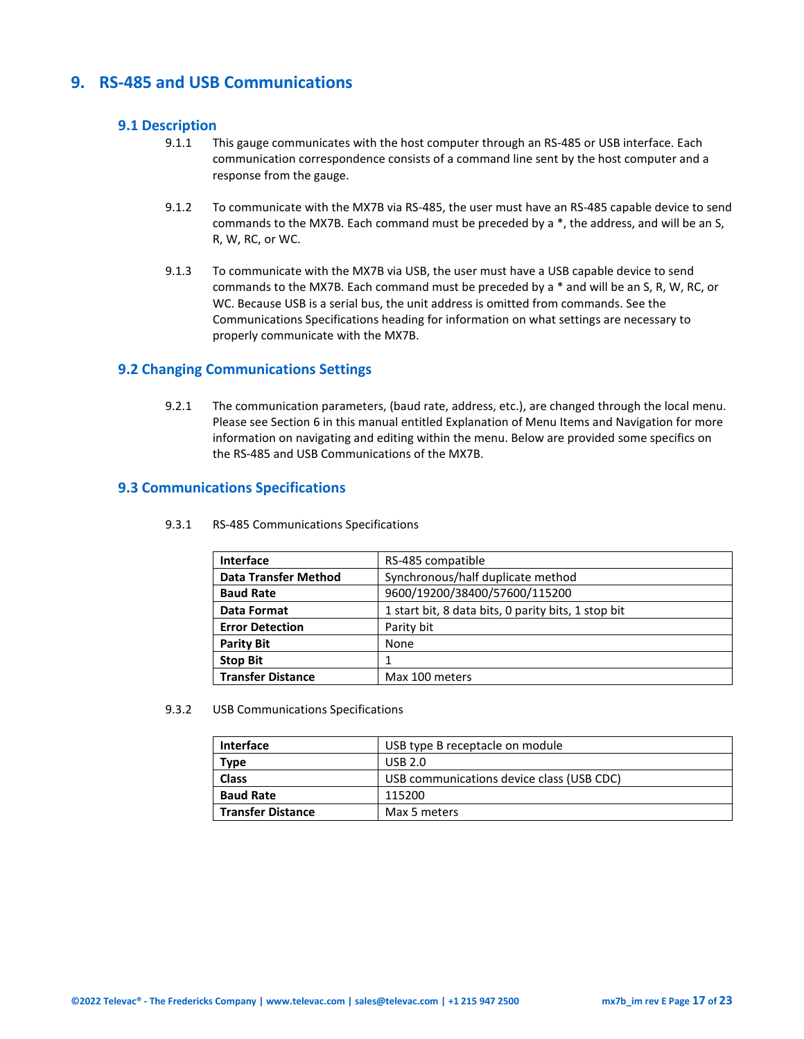# 9. RS-485 and USB Communications

## 9.1 Description

9.1.1 This gauge communicates with the host computer through an RS-485 or USB interface. Each communication correspondence consists of a command line sent by the host computer and a response from the gauge.

9.1.2 To communicate with the MX7B via RS-485, the user must have an RS-485 capable device to send commands to the MX7B. Each command must be preceded by a *, the address, and will be an S, R, W, RC, or WC.

9.1.3 To communicate with the MX7B via USB, the user must have a USB capable device to send commands to the MX7B. Each command must be preceded by a * and will be an S, R, W, RC, or WC. Because USB is a serial bus, the unit address is omitted from commands. See the Communications Specifications heading for information on what settings are necessary to properly communicate with the MX7B.

## 9.2 Changing Communications Settings

9.2.1 The communication parameters, (baud rate, address, etc.), are changed through the local menu. Please see Section 6 in this manual entitled Explanation of Menu Items and Navigation for more information on navigating and editing within the menu. Below are provided some specifics on the RS-485 and USB Communications of the MX7B.

## 9.3 Communications Specifications

9.3.1 RS-485 Communications Specifications

| | |
|---|---|
| **Interface** | RS-485 compatible |
| **Data Transfer Method** | Synchronous/half duplicate method |
| **Baud Rate** | 9600/19200/38400/57600/115200 |
| **Data Format** | 1 start bit, 8 data bits, 0 parity bits, 1 stop bit |
| **Error Detection** | Parity bit |
| **Parity Bit** | None |
| **Stop Bit** | 1 |
| **Transfer Distance** | Max 100 meters |

9.3.2 USB Communications Specifications

| | |
|---|---|
| **Interface** | USB type B receptacle on module |
| **Type** | USB 2.0 |
| **Class** | USB communications device class (USB CDC) |
| **Baud Rate** | 115200 |
| **Transfer Distance** | Max 5 meters |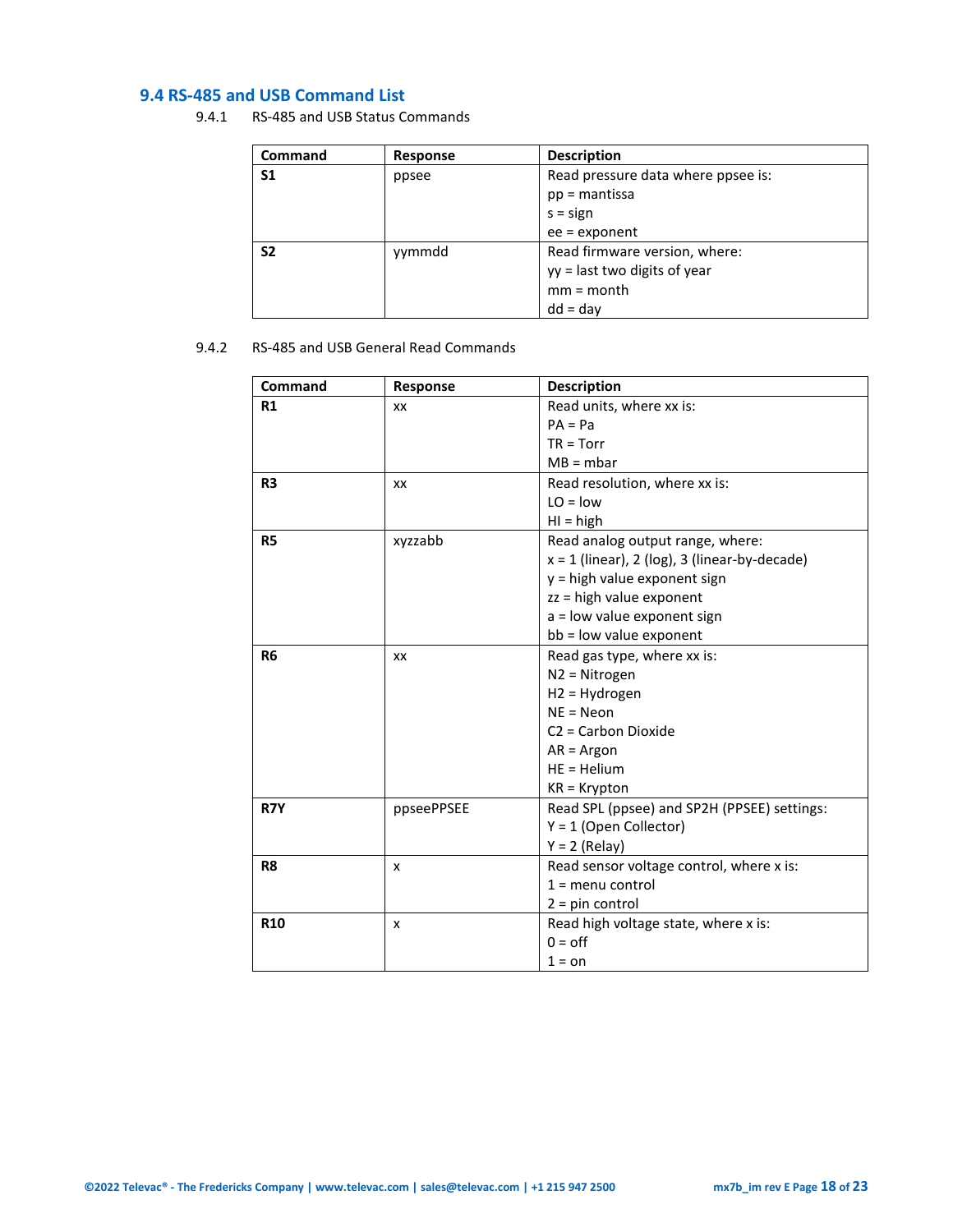## 9.4 RS-485 and USB Command List

9.4.1 RS-485 and USB Status Commands

| Command | Response | Description |
|---|---|---|
| **S1** | ppsee | Read pressure data where ppsee is:<br>pp = mantissa<br>s = sign<br>ee = exponent |
| **S2** | yymmdd | Read firmware version, where:<br>yy = last two digits of year<br>mm = month<br>dd = day |

9.4.2 RS-485 and USB General Read Commands

| Command | Response | Description |
|---|---|---|
| **R1** | xx | Read units, where xx is:<br>PA = Pa<br>TR = Torr<br>MB = mbar |
| **R3** | xx | Read resolution, where xx is:<br>LO = low<br>HI = high |
| **R5** | xyzzabb | Read analog output range, where:<br>x = 1 (linear), 2 (log), 3 (linear-by-decade)<br>y = high value exponent sign<br>zz = high value exponent<br>a = low value exponent sign<br>bb = low value exponent |
| **R6** | xx | Read gas type, where xx is:<br>N2 = Nitrogen<br>H2 = Hydrogen<br>NE = Neon<br>C2 = Carbon Dioxide<br>AR = Argon<br>HE = Helium<br>KR = Krypton |
| **R7Y** | ppseePPSEE | Read SPL (ppsee) and SP2H (PPSEE) settings:<br>Y = 1 (Open Collector)<br>Y = 2 (Relay) |
| **R8** | x | Read sensor voltage control, where x is:<br>1 = menu control<br>2 = pin control |
| **R10** | x | Read high voltage state, where x is:<br>0 = off<br>1 = on |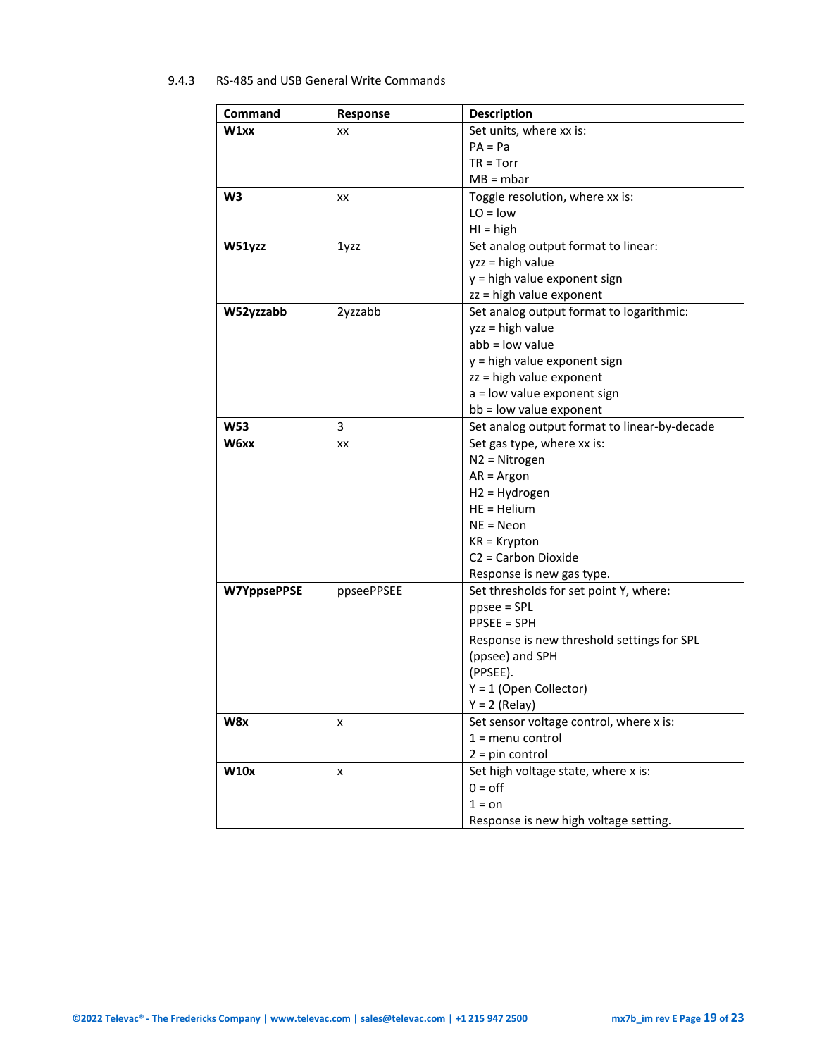### 9.4.3 RS-485 and USB General Write Commands

| Command | Response | Description |
|---|---|---|
| **W1xx** | xx | Set units, where xx is:<br>PA = Pa<br>TR = Torr<br>MB = mbar |
| **W3** | xx | Toggle resolution, where xx is:<br>LO = low<br>HI = high |
| **W51yzz** | 1yzz | Set analog output format to linear:<br>yzz = high value<br>y = high value exponent sign<br>zz = high value exponent |
| **W52yzzabb** | 2yzzabb | Set analog output format to logarithmic:<br>yzz = high value<br>abb = low value<br>y = high value exponent sign<br>zz = high value exponent<br>a = low value exponent sign<br>bb = low value exponent |
| **W53** | 3 | Set analog output format to linear-by-decade |
| **W6xx** | xx | Set gas type, where xx is:<br>N2 = Nitrogen<br>AR = Argon<br>H2 = Hydrogen<br>HE = Helium<br>NE = Neon<br>KR = Krypton<br>C2 = Carbon Dioxide<br>Response is new gas type. |
| **W7YppsePPSE** | ppseePPSEE | Set thresholds for set point Y, where:<br>ppsee = SPL<br>PPSEE = SPH<br>Response is new threshold settings for SPL (ppsee) and SPH<br>(PPSEE).<br>Y = 1 (Open Collector)<br>Y = 2 (Relay) |
| **W8x** | x | Set sensor voltage control, where x is:<br>1 = menu control<br>2 = pin control |
| **W10x** | x | Set high voltage state, where x is:<br>0 = off<br>1 = on<br>Response is new high voltage setting. |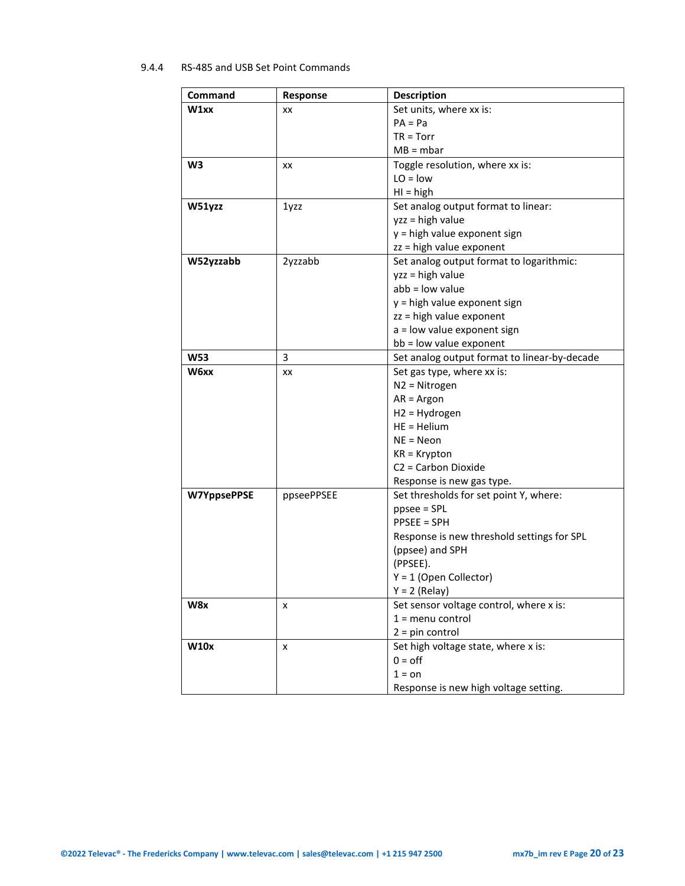### 9.4.4 RS-485 and USB Set Point Commands

| Command | Response | Description |
|---|---|---|
| **W1xx** | xx | Set units, where xx is:<br>PA = Pa<br>TR = Torr<br>MB = mbar |
| **W3** | xx | Toggle resolution, where xx is:<br>LO = low<br>HI = high |
| **W51yzz** | 1yzz | Set analog output format to linear:<br>yzz = high value<br>y = high value exponent sign<br>zz = high value exponent |
| **W52yzzabb** | 2yzzabb | Set analog output format to logarithmic:<br>yzz = high value<br>abb = low value<br>y = high value exponent sign<br>zz = high value exponent<br>a = low value exponent sign<br>bb = low value exponent |
| **W53** | 3 | Set analog output format to linear-by-decade |
| **W6xx** | xx | Set gas type, where xx is:<br>N2 = Nitrogen<br>AR = Argon<br>H2 = Hydrogen<br>HE = Helium<br>NE = Neon<br>KR = Krypton<br>C2 = Carbon Dioxide<br>Response is new gas type. |
| **W7YppsePPSE** | ppseePPSEE | Set thresholds for set point Y, where:<br>ppsee = SPL<br>PPSEE = SPH<br>Response is new threshold settings for SPL (ppsee) and SPH<br>(PPSEE).<br>Y = 1 (Open Collector)<br>Y = 2 (Relay) |
| **W8x** | x | Set sensor voltage control, where x is:<br>1 = menu control<br>2 = pin control |
| **W10x** | x | Set high voltage state, where x is:<br>0 = off<br>1 = on<br>Response is new high voltage setting. |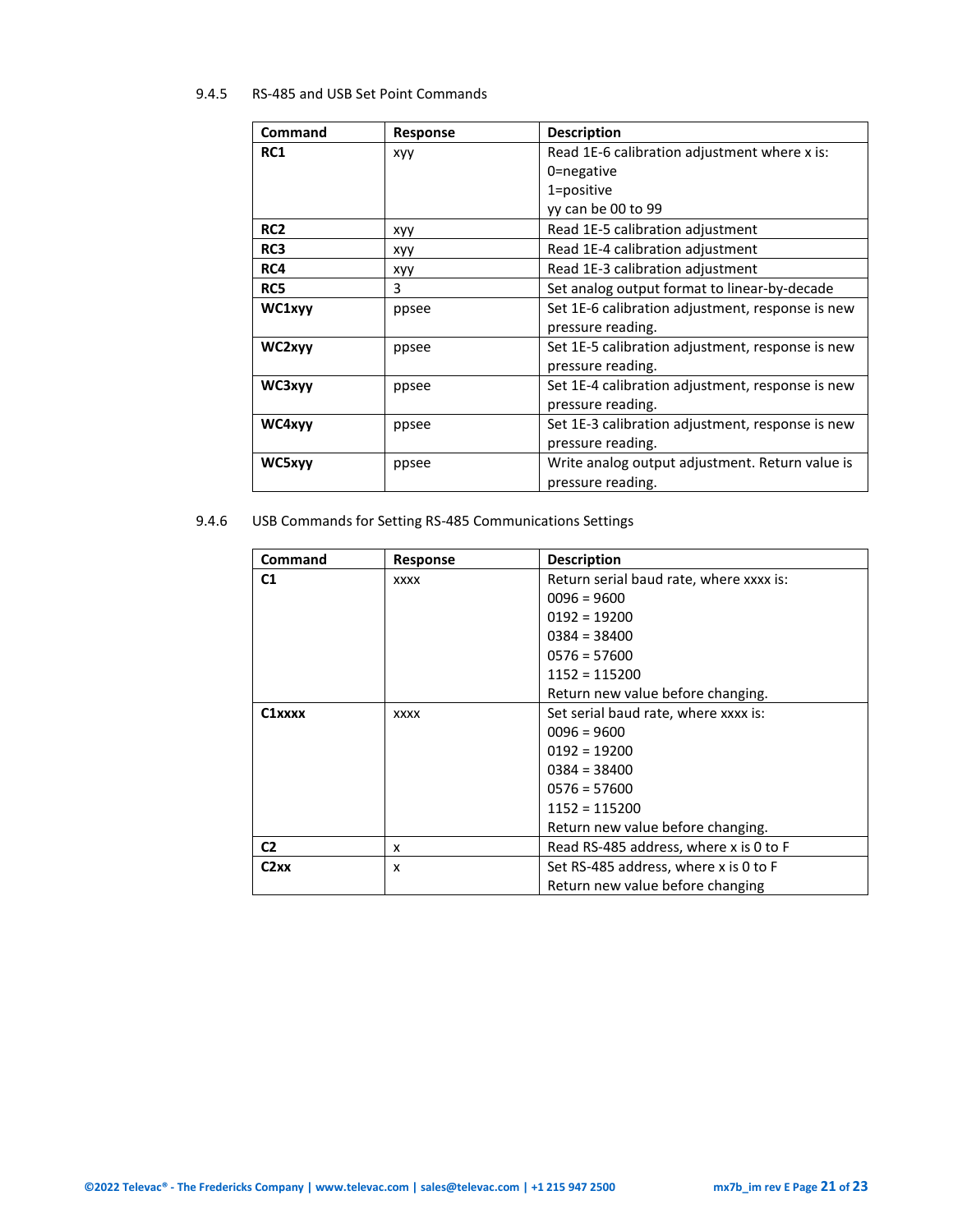### 9.4.5 RS-485 and USB Set Point Commands

| Command | Response | Description |
|---|---|---|
| **RC1** | xyy | Read 1E-6 calibration adjustment where x is:<br>0=negative<br>1=positive<br>yy can be 00 to 99 |
| **RC2** | xyy | Read 1E-5 calibration adjustment |
| **RC3** | xyy | Read 1E-4 calibration adjustment |
| **RC4** | xyy | Read 1E-3 calibration adjustment |
| **RC5** | 3 | Set analog output format to linear-by-decade |
| **WC1xyy** | ppsee | Set 1E-6 calibration adjustment, response is new pressure reading. |
| **WC2xyy** | ppsee | Set 1E-5 calibration adjustment, response is new pressure reading. |
| **WC3xyy** | ppsee | Set 1E-4 calibration adjustment, response is new pressure reading. |
| **WC4xyy** | ppsee | Set 1E-3 calibration adjustment, response is new pressure reading. |
| **WC5xyy** | ppsee | Write analog output adjustment. Return value is pressure reading. |

### 9.4.6 USB Commands for Setting RS-485 Communications Settings

| Command | Response | Description |
|---|---|---|
| **C1** | xxxx | Return serial baud rate, where xxxx is:<br>0096 = 9600<br>0192 = 19200<br>0384 = 38400<br>0576 = 57600<br>1152 = 115200<br>Return new value before changing. |
| **C1xxxx** | xxxx | Set serial baud rate, where xxxx is:<br>0096 = 9600<br>0192 = 19200<br>0384 = 38400<br>0576 = 57600<br>1152 = 115200<br>Return new value before changing. |
| **C2** | x | Read RS-485 address, where x is 0 to F |
| **C2xx** | x | Set RS-485 address, where x is 0 to F<br>Return new value before changing |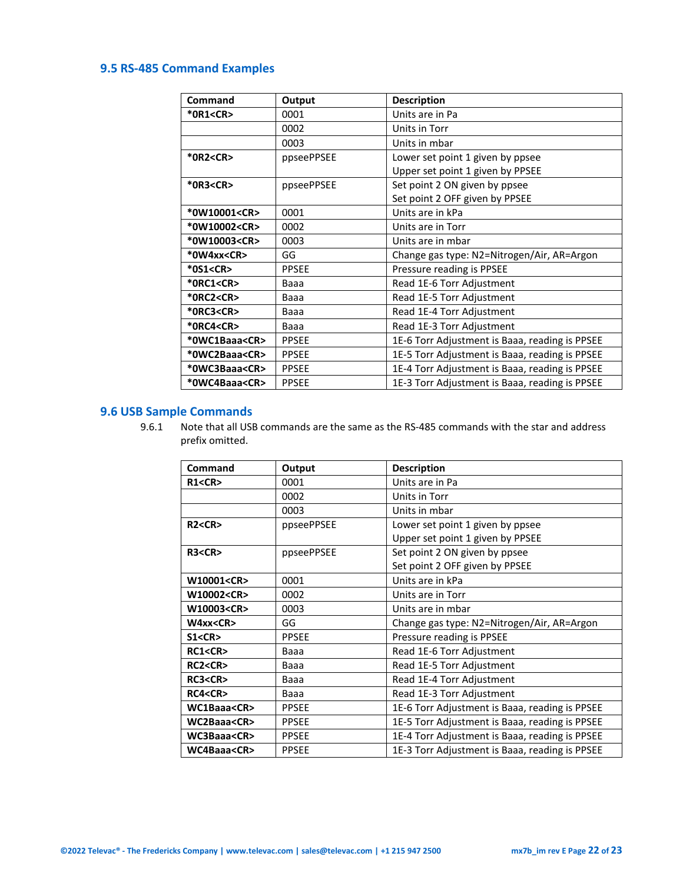## 9.5 RS-485 Command Examples

| Command | Output | Description |
|---|---|---|
| **\*0R1<CR>** | 0001 | Units are in Pa |
| | 0002 | Units in Torr |
| | 0003 | Units in mbar |
| **\*0R2<CR>** | ppseePPSEE | Lower set point 1 given by ppsee<br>Upper set point 1 given by PPSEE |
| **\*0R3<CR>** | ppseePPSEE | Set point 2 ON given by ppsee<br>Set point 2 OFF given by PPSEE |
| **\*0W10001<CR>** | 0001 | Units are in kPa |
| **\*0W10002<CR>** | 0002 | Units are in Torr |
| **\*0W10003<CR>** | 0003 | Units are in mbar |
| **\*0W4xx<CR>** | GG | Change gas type: N2=Nitrogen/Air, AR=Argon |
| **\*0S1<CR>** | PPSEE | Pressure reading is PPSEE |
| **\*0RC1<CR>** | Baaa | Read 1E-6 Torr Adjustment |
| **\*0RC2<CR>** | Baaa | Read 1E-5 Torr Adjustment |
| **\*0RC3<CR>** | Baaa | Read 1E-4 Torr Adjustment |
| **\*0RC4<CR>** | Baaa | Read 1E-3 Torr Adjustment |
| **\*0WC1Baaa<CR>** | PPSEE | 1E-6 Torr Adjustment is Baaa, reading is PPSEE |
| **\*0WC2Baaa<CR>** | PPSEE | 1E-5 Torr Adjustment is Baaa, reading is PPSEE |
| **\*0WC3Baaa<CR>** | PPSEE | 1E-4 Torr Adjustment is Baaa, reading is PPSEE |
| **\*0WC4Baaa<CR>** | PPSEE | 1E-3 Torr Adjustment is Baaa, reading is PPSEE |

## 9.6 USB Sample Commands

9.6.1 Note that all USB commands are the same as the RS-485 commands with the star and address prefix omitted.

| Command | Output | Description |
|---|---|---|
| **R1<CR>** | 0001 | Units are in Pa |
| | 0002 | Units in Torr |
| | 0003 | Units in mbar |
| **R2<CR>** | ppseePPSEE | Lower set point 1 given by ppsee<br>Upper set point 1 given by PPSEE |
| **R3<CR>** | ppseePPSEE | Set point 2 ON given by ppsee<br>Set point 2 OFF given by PPSEE |
| **W10001<CR>** | 0001 | Units are in kPa |
| **W10002<CR>** | 0002 | Units are in Torr |
| **W10003<CR>** | 0003 | Units are in mbar |
| **W4xx<CR>** | GG | Change gas type: N2=Nitrogen/Air, AR=Argon |
| **S1<CR>** | PPSEE | Pressure reading is PPSEE |
| **RC1<CR>** | Baaa | Read 1E-6 Torr Adjustment |
| **RC2<CR>** | Baaa | Read 1E-5 Torr Adjustment |
| **RC3<CR>** | Baaa | Read 1E-4 Torr Adjustment |
| **RC4<CR>** | Baaa | Read 1E-3 Torr Adjustment |
| **WC1Baaa<CR>** | PPSEE | 1E-6 Torr Adjustment is Baaa, reading is PPSEE |
| **WC2Baaa<CR>** | PPSEE | 1E-5 Torr Adjustment is Baaa, reading is PPSEE |
| **WC3Baaa<CR>** | PPSEE | 1E-4 Torr Adjustment is Baaa, reading is PPSEE |
| **WC4Baaa<CR>** | PPSEE | 1E-3 Torr Adjustment is Baaa, reading is PPSEE |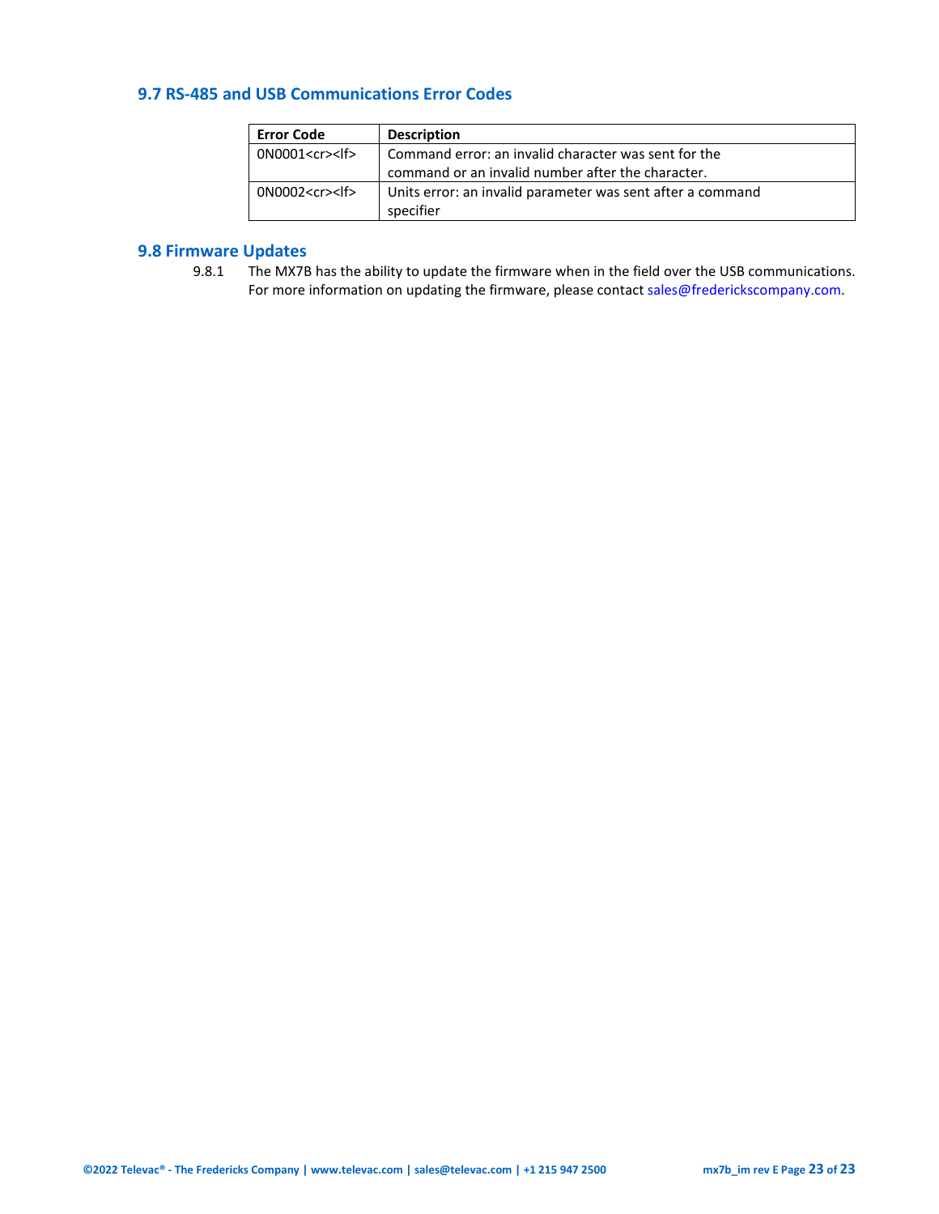## 9.7 RS-485 and USB Communications Error Codes

| Error Code | Description |
|---|---|
| 0N0001<cr><lf> | Command error: an invalid character was sent for the command or an invalid number after the character. |
| 0N0002<cr><lf> | Units error: an invalid parameter was sent after a command specifier |

## 9.8 Firmware Updates

9.8.1 The MX7B has the ability to update the firmware when in the field over the USB communications. For more information on updating the firmware, please contact sales@fredrickscompany.com.